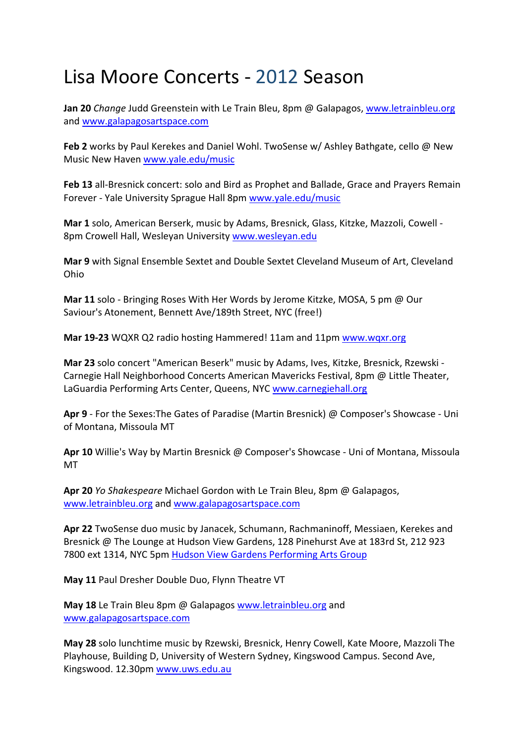# Lisa Moore Concerts - 2012 Season

**Jan 20** *Change* Judd Greenstein with Le Train Bleu, 8pm @ Galapagos, www.letrainbleu.org and www.galapagosartspace.com

**Feb 2** works by Paul Kerekes and Daniel Wohl. TwoSense w/ Ashley Bathgate, cello @ New Music New Haven www.yale.edu/music

**Feb 13** all-Bresnick concert: solo and Bird as Prophet and Ballade, Grace and Prayers Remain Forever - Yale University Sprague Hall 8pm www.yale.edu/music

**Mar 1** solo, American Berserk, music by Adams, Bresnick, Glass, Kitzke, Mazzoli, Cowell - 8pm Crowell Hall, Wesleyan University www.wesleyan.edu

**Mar 9** with Signal Ensemble Sextet and Double Sextet Cleveland Museum of Art, Cleveland Ohio

**Mar 11** solo - Bringing Roses With Her Words by Jerome Kitzke, MOSA, 5 pm @ Our Saviour's Atonement, Bennett Ave/189th Street, NYC (free!)

**Mar 19-23** WQXR Q2 radio hosting Hammered! 11am and 11pm www.wqxr.org

**Mar 23** solo concert "American Beserk" music by Adams, Ives, Kitzke, Bresnick, Rzewski - Carnegie Hall Neighborhood Concerts American Mavericks Festival, 8pm @ Little Theater, LaGuardia Performing Arts Center, Queens, NYC www.carnegiehall.org

**Apr 9** - For the Sexes:The Gates of Paradise (Martin Bresnick) @ Composer's Showcase - Uni of Montana, Missoula MT

**Apr 10** Willie's Way by Martin Bresnick @ Composer's Showcase - Uni of Montana, Missoula MT

**Apr 20** *Yo Shakespeare* Michael Gordon with Le Train Bleu, 8pm @ Galapagos, www.letrainbleu.org and www.galapagosartspace.com

**Apr 22** TwoSense duo music by Janacek, Schumann, Rachmaninoff, Messiaen, Kerekes and Bresnick @ The Lounge at Hudson View Gardens, 128 Pinehurst Ave at 183rd St, 212 923 7800 ext 1314, NYC 5pm Hudson View Gardens Performing Arts Group

**May 11** Paul Dresher Double Duo, Flynn Theatre VT

**May 18** Le Train Bleu 8pm @ Galapagos www.letrainbleu.org and www.galapagosartspace.com

**May 28** solo lunchtime music by Rzewski, Bresnick, Henry Cowell, Kate Moore, Mazzoli The Playhouse, Building D, University of Western Sydney, Kingswood Campus. Second Ave, Kingswood. 12.30pm www.uws.edu.au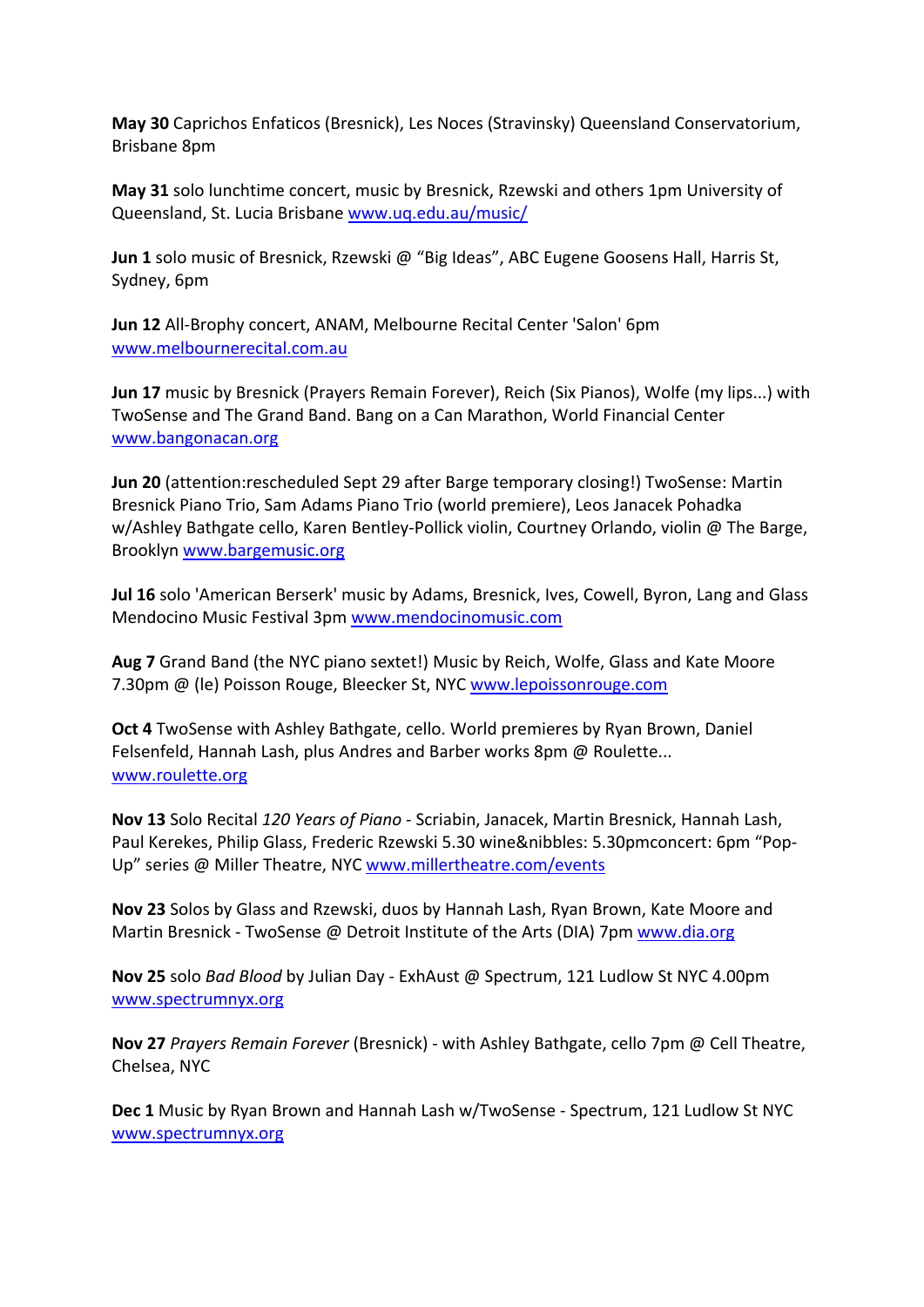**May 30** Caprichos Enfaticos (Bresnick), Les Noces (Stravinsky) Queensland Conservatorium, Brisbane 8pm

**May 31** solo lunchtime concert, music by Bresnick, Rzewski and others 1pm University of Queensland, St. Lucia Brisbane [www.uq.edu.au/music/](www.uq.edu.au/music/)

**Jun 1** solo music of Bresnick, Rzewski @ “Big Ideas”, ABC Eugene Goosens Hall, Harris St, Sydney, 6pm

**Jun 12** All-Brophy concert, ANAM, Melbourne Recital Center 'Salon' 6pm [www.melbournerecital.com.au](www.melbournerecital.com.au)

**Jun 17** music by Bresnick (Prayers Remain Forever), Reich (Six Pianos), Wolfe (my lips...) with TwoSense and The Grand Band. Bang on a Can Marathon, World Financial Center [www.bangonacan.org](www.bangonacan.org)

**Jun 20** (attention:rescheduled Sept 29 after Barge temporary closing!) TwoSense: Martin Bresnick Piano Trio, Sam Adams Piano Trio (world premiere), Leos Janacek Pohadka w/Ashley Bathgate cello, Karen Bentley-Pollick violin, Courtney Orlando, violin @ The Barge, Brooklyn [www.bargemusic.org](www.bargemusic.org)

**Jul 16** solo 'American Berserk' music by Adams, Bresnick, Ives, Cowell, Byron, Lang and Glass Mendocino Music Festival 3pm [www.mendocinomusic.com](www.mendocinomusic.com)

**Aug 7** Grand Band (the NYC piano sextet!) Music by Reich, Wolfe, Glass and Kate Moore 7.30pm @ (le) Poisson Rouge, Bleecker St, NYC [www.lepoissonrouge.com](www.lepoissonrouge.com)

**Oct 4** TwoSense with Ashley Bathgate, cello. World premieres by Ryan Brown, Daniel Felsenfeld, Hannah Lash, plus Andres and Barber works 8pm @ Roulette... [www.roulette.org](www.roulette.org)

**Nov 13** Solo Recital *120 Years of Piano* - Scriabin, Janacek, Martin Bresnick, Hannah Lash, Paul Kerekes, Philip Glass, Frederic Rzewski 5.30 wine&nibbles: 5.30pmconcert: 6pm “Pop-Up” series @ Miller Theatre, NYC [www.millertheatre.com/events](www.millertheatre.com/events)

**Nov 23** Solos by Glass and Rzewski, duos by Hannah Lash, Ryan Brown, Kate Moore and Martin Bresnick - TwoSense @ Detroit Institute of the Arts (DIA) 7pm [www.dia.org](www.dia.org)

**Nov 25** solo *Bad Blood* by Julian Day - ExhAust @ Spectrum, 121 Ludlow St NYC 4.00pm [www.spectrumnyx.org](www.spectrumnyx.org)

**Nov 27** *Prayers Remain Forever* (Bresnick) - with Ashley Bathgate, cello 7pm @ Cell Theatre, Chelsea, NYC

**Dec 1** Music by Ryan Brown and Hannah Lash w/TwoSense - Spectrum, 121 Ludlow St NYC [www.spectrumnyx.org](www.spectrumnyx.org)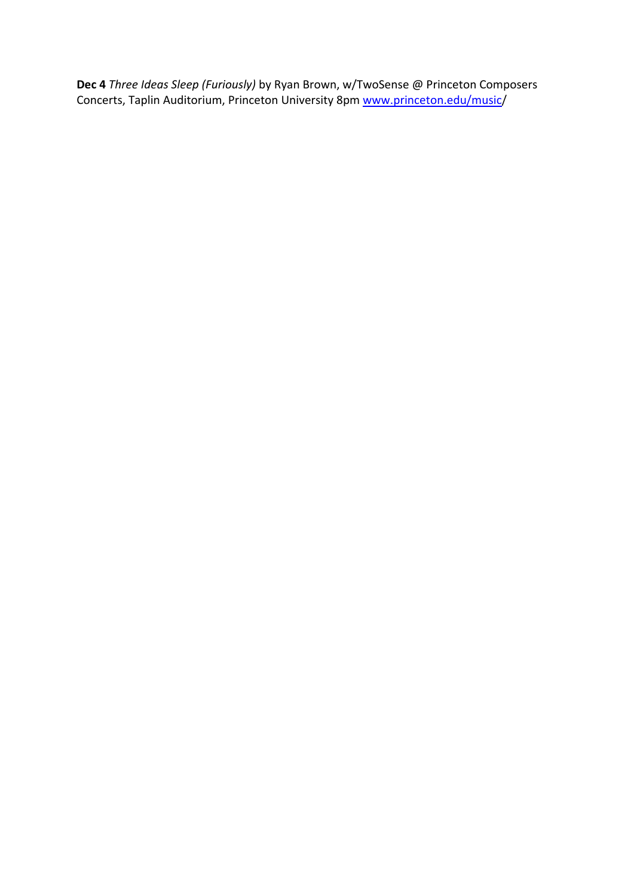**Dec 4** *Three Ideas Sleep (Furiously)* by Ryan Brown, w/TwoSense @ Princeton Composers Concerts, Taplin Auditorium, Princeton University 8pm www.princeton.edu/music/